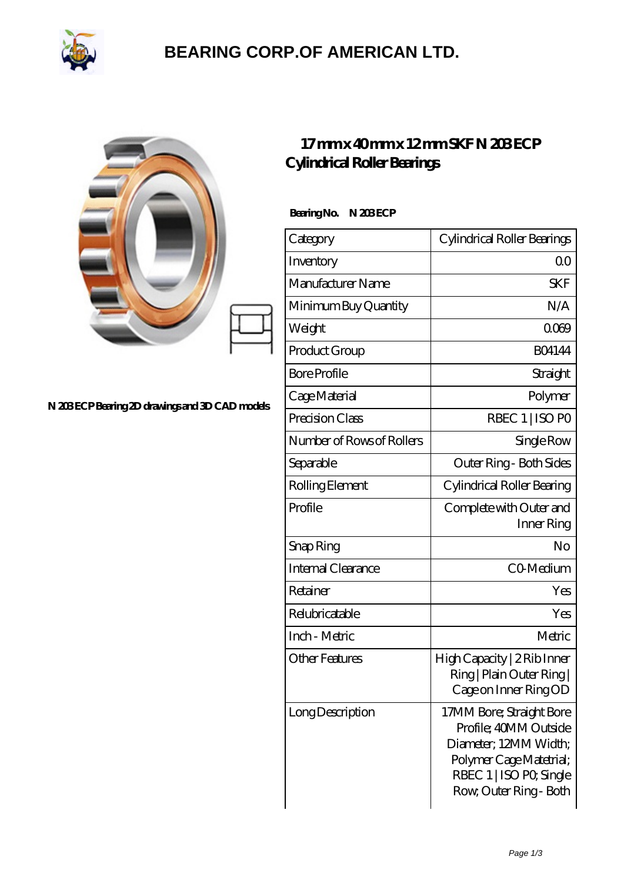# BEARING CORP.OF AMERICAN LTD.

N 203 ECP Bearing 2D drawings and 3D CAD models

## 17 mm x 40 mm x 12 mm SKF N 203 ECP Cylindrical Roller Bearings

**Bearing No. N 203 ECP**

| Category | Cylindrical Roller Bearings |
|---|---|
| Inventory | 0.0 |
| Manufacturer Name | SKF |
| Minimum Buy Quantity | N/A |
| Weight | 0.069 |
| Product Group | B04144 |
| Bore Profile | Straight |
| Cage Material | Polymer |
| Precision Class | RBEC 1 \| ISO P0 |
| Number of Rows of Rollers | Single Row |
| Separable | Outer Ring - Both Sides |
| Rolling Element | Cylindrical Roller Bearing |
| Profile | Complete with Outer and Inner Ring |
| Snap Ring | No |
| Internal Clearance | C0-Medium |
| Retainer | Yes |
| Relubricatable | Yes |
| Inch - Metric | Metric |
| Other Features | High Capacity \| 2 Rib Inner Ring \| Plain Outer Ring \| Cage on Inner Ring OD |
| Long Description | 17MM Bore; Straight Bore Profile; 40MM Outside Diameter; 12MM Width; Polymer Cage Matetrial; RBEC 1 \| ISO P0; Single Row; Outer Ring - Both |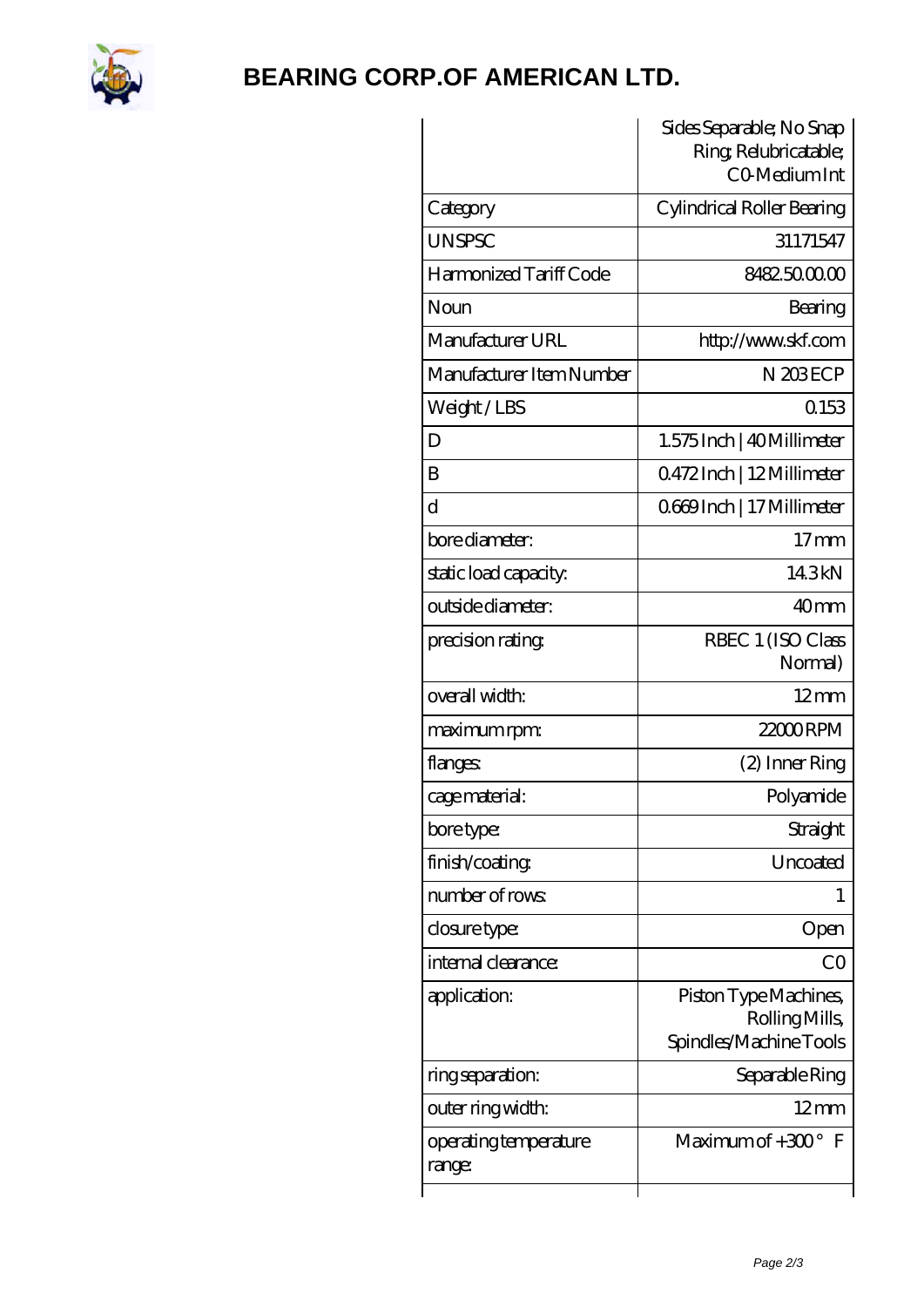# BEARING CORP.OF AMERICAN LTD.

| | Sides Separable; No Snap Ring; Relubricatable; C0-Medium Int |
| --- | --- |
| Category | Cylindrical Roller Bearing |
| UNSPSC | 31171547 |
| Harmonized Tariff Code | 8482.50.00.00 |
| Noun | Bearing |
| Manufacturer URL | http://www.skf.com |
| Manufacturer Item Number | N 203 ECP |
| Weight / LBS | 0.153 |
| D | 1.575 Inch \| 40 Millimeter |
| B | 0.472 Inch \| 12 Millimeter |
| d | 0.669 Inch \| 17 Millimeter |
| bore diameter: | 17 mm |
| static load capacity: | 14.3 kN |
| outside diameter: | 40 mm |
| precision rating: | RBEC 1 (ISO Class Normal) |
| overall width: | 12 mm |
| maximum rpm: | 22000 RPM |
| flanges: | (2) Inner Ring |
| cage material: | Polyamide |
| bore type: | Straight |
| finish/coating: | Uncoated |
| number of rows: | 1 |
| closure type: | Open |
| internal clearance: | C0 |
| application: | Piston Type Machines, Rolling Mills, Spindles/Machine Tools |
| ring separation: | Separable Ring |
| outer ring width: | 12 mm |
| operating temperature range: | Maximum of +300 ° F |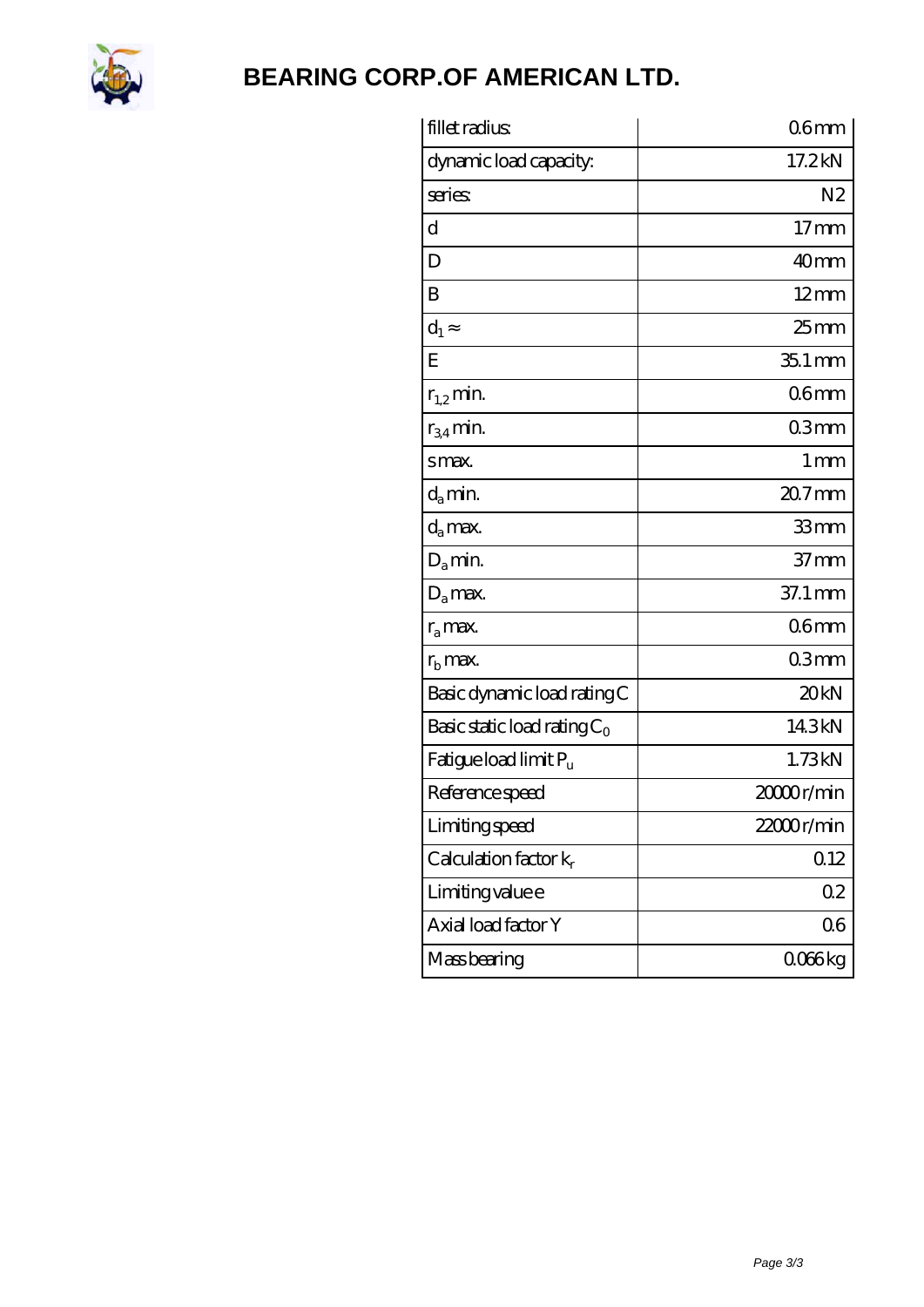# BEARING CORP.OF AMERICAN LTD.

| | |
|---|---|
| fillet radius: | 0.6 mm |
| dynamic load capacity: | 17.2 kN |
| series: | N2 |
| d | 17 mm |
| D | 40 mm |
| B | 12 mm |
| $d_1$ ≈ | 25 mm |
| E | 35.1 mm |
| $r_{1,2}$ min. | 0.6 mm |
| $r_{3,4}$ min. | 0.3 mm |
| s max. | 1 mm |
| $d_a$ min. | 20.7 mm |
| $d_a$ max. | 33 mm |
| $D_a$ min. | 37 mm |
| $D_a$ max. | 37.1 mm |
| $r_a$ max. | 0.6 mm |
| $r_b$ max. | 0.3 mm |
| Basic dynamic load rating C | 20 kN |
| Basic static load rating $C_0$ | 14.3 kN |
| Fatigue load limit $P_u$ | 1.73 kN |
| Reference speed | 20000 r/min |
| Limiting speed | 22000 r/min |
| Calculation factor $k_r$ | 0.12 |
| Limiting value e | 0.2 |
| Axial load factor Y | 0.6 |
| Mass bearing | 0.066 kg |